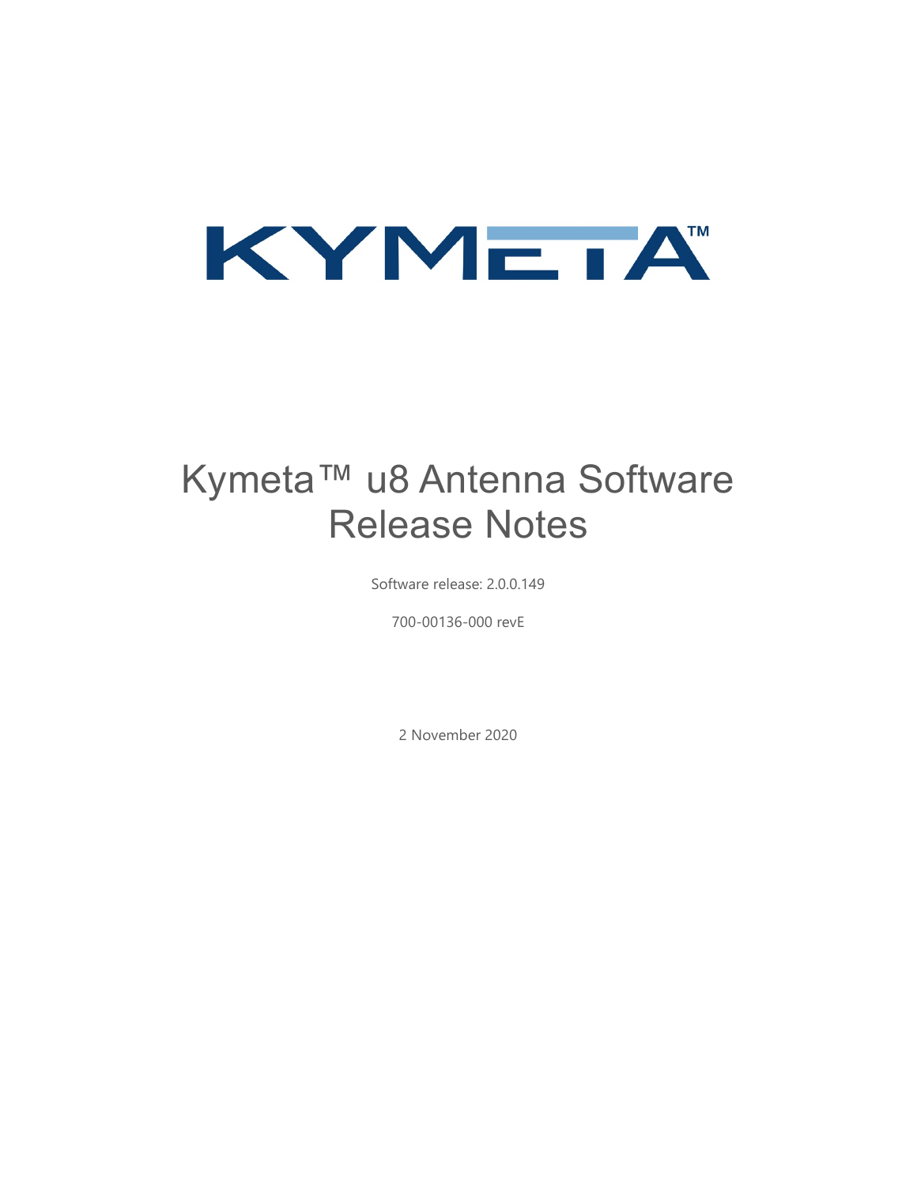KYMETA™

# Kymeta™ u8 Antenna Software Release Notes

Software release: 2.0.0.149

700-00136-000 revE

2 November 2020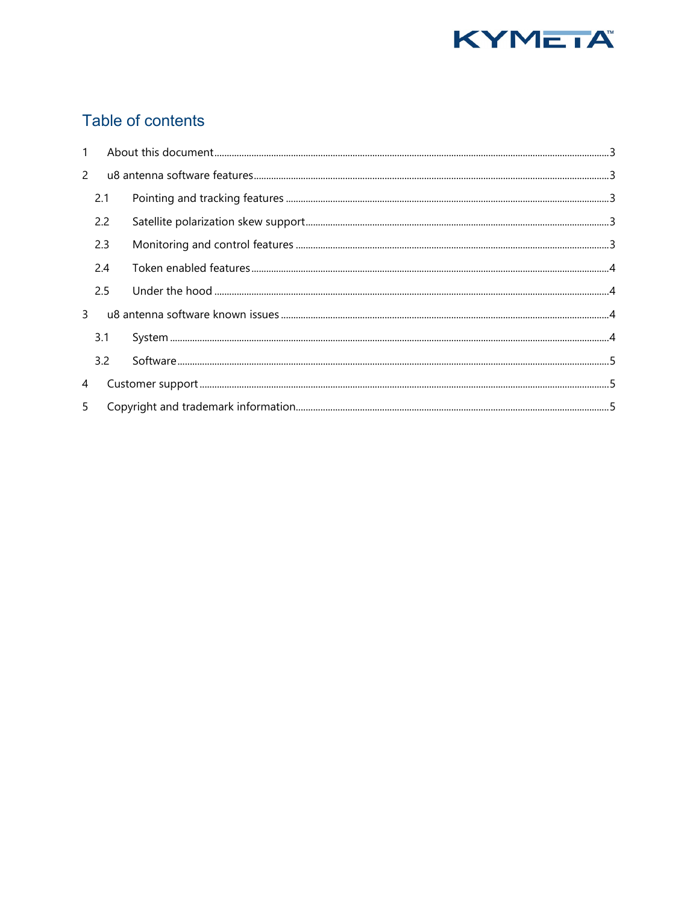# Table of contents

1 About this document ........................................................................ 3

2 u8 antenna software features ........................................................................ 3

  2.1 Pointing and tracking features ........................................................................ 3

  2.2 Satellite polarization skew support ........................................................................ 3

  2.3 Monitoring and control features ........................................................................ 3

  2.4 Token enabled features ........................................................................ 4

  2.5 Under the hood ........................................................................ 4

3 u8 antenna software known issues ........................................................................ 4

  3.1 System ........................................................................ 4

  3.2 Software ........................................................................ 5

4 Customer support ........................................................................ 5

5 Copyright and trademark information ........................................................................ 5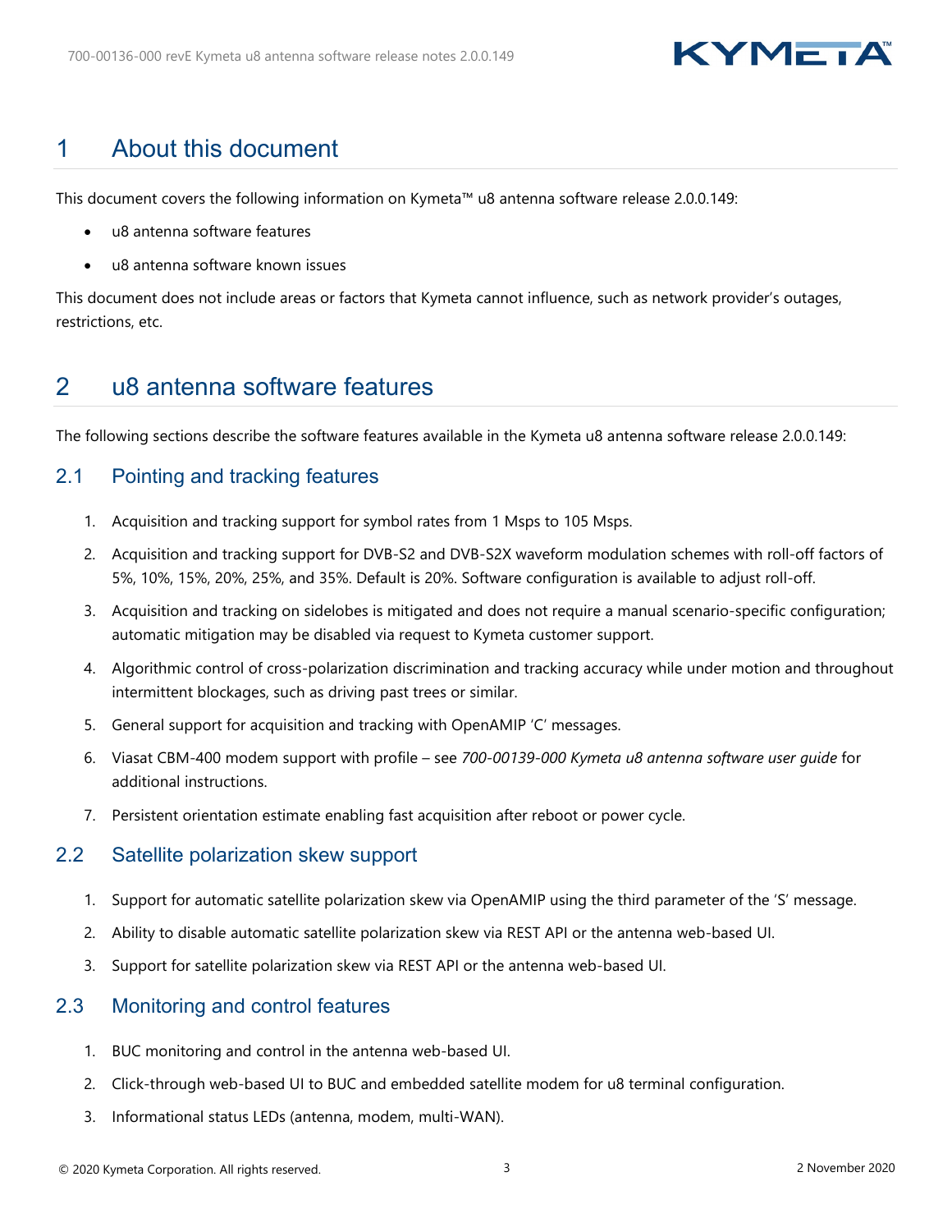# 1 About this document

This document covers the following information on Kymeta™ u8 antenna software release 2.0.0.149:

- u8 antenna software features
- u8 antenna software known issues

This document does not include areas or factors that Kymeta cannot influence, such as network provider's outages, restrictions, etc.

# 2 u8 antenna software features

The following sections describe the software features available in the Kymeta u8 antenna software release 2.0.0.149:

## 2.1 Pointing and tracking features

1. Acquisition and tracking support for symbol rates from 1 Msps to 105 Msps.
2. Acquisition and tracking support for DVB-S2 and DVB-S2X waveform modulation schemes with roll-off factors of 5%, 10%, 15%, 20%, 25%, and 35%. Default is 20%. Software configuration is available to adjust roll-off.
3. Acquisition and tracking on sidelobes is mitigated and does not require a manual scenario-specific configuration; automatic mitigation may be disabled via request to Kymeta customer support.
4. Algorithmic control of cross-polarization discrimination and tracking accuracy while under motion and throughout intermittent blockages, such as driving past trees or similar.
5. General support for acquisition and tracking with OpenAMIP 'C' messages.
6. Viasat CBM-400 modem support with profile – see *700-00139-000 Kymeta u8 antenna software user guide* for additional instructions.
7. Persistent orientation estimate enabling fast acquisition after reboot or power cycle.

## 2.2 Satellite polarization skew support

1. Support for automatic satellite polarization skew via OpenAMIP using the third parameter of the 'S' message.
2. Ability to disable automatic satellite polarization skew via REST API or the antenna web-based UI.
3. Support for satellite polarization skew via REST API or the antenna web-based UI.

## 2.3 Monitoring and control features

1. BUC monitoring and control in the antenna web-based UI.
2. Click-through web-based UI to BUC and embedded satellite modem for u8 terminal configuration.
3. Informational status LEDs (antenna, modem, multi-WAN).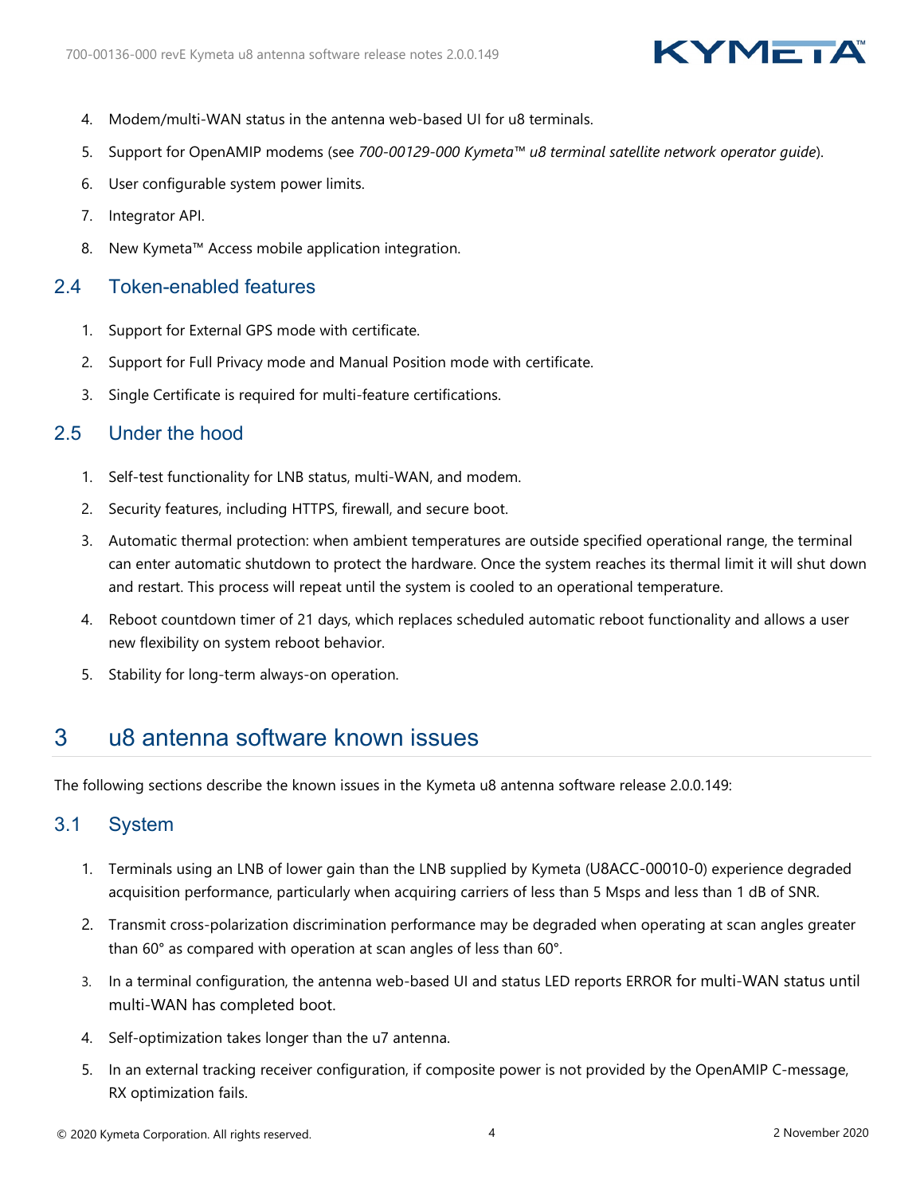4. Modem/multi-WAN status in the antenna web-based UI for u8 terminals.
5. Support for OpenAMIP modems (see *700-00129-000 Kymeta™ u8 terminal satellite network operator guide*).
6. User configurable system power limits.
7. Integrator API.
8. New Kymeta™ Access mobile application integration.

## 2.4 Token-enabled features

1. Support for External GPS mode with certificate.
2. Support for Full Privacy mode and Manual Position mode with certificate.
3. Single Certificate is required for multi-feature certifications.

## 2.5 Under the hood

1. Self-test functionality for LNB status, multi-WAN, and modem.
2. Security features, including HTTPS, firewall, and secure boot.
3. Automatic thermal protection: when ambient temperatures are outside specified operational range, the terminal can enter automatic shutdown to protect the hardware. Once the system reaches its thermal limit it will shut down and restart. This process will repeat until the system is cooled to an operational temperature.
4. Reboot countdown timer of 21 days, which replaces scheduled automatic reboot functionality and allows a user new flexibility on system reboot behavior.
5. Stability for long-term always-on operation.

# 3 u8 antenna software known issues

The following sections describe the known issues in the Kymeta u8 antenna software release 2.0.0.149:

## 3.1 System

1. Terminals using an LNB of lower gain than the LNB supplied by Kymeta (U8ACC-00010-0) experience degraded acquisition performance, particularly when acquiring carriers of less than 5 Msps and less than 1 dB of SNR.
2. Transmit cross-polarization discrimination performance may be degraded when operating at scan angles greater than 60° as compared with operation at scan angles of less than 60°.
3. In a terminal configuration, the antenna web-based UI and status LED reports ERROR for multi-WAN status until multi-WAN has completed boot.
4. Self-optimization takes longer than the u7 antenna.
5. In an external tracking receiver configuration, if composite power is not provided by the OpenAMIP C-message, RX optimization fails.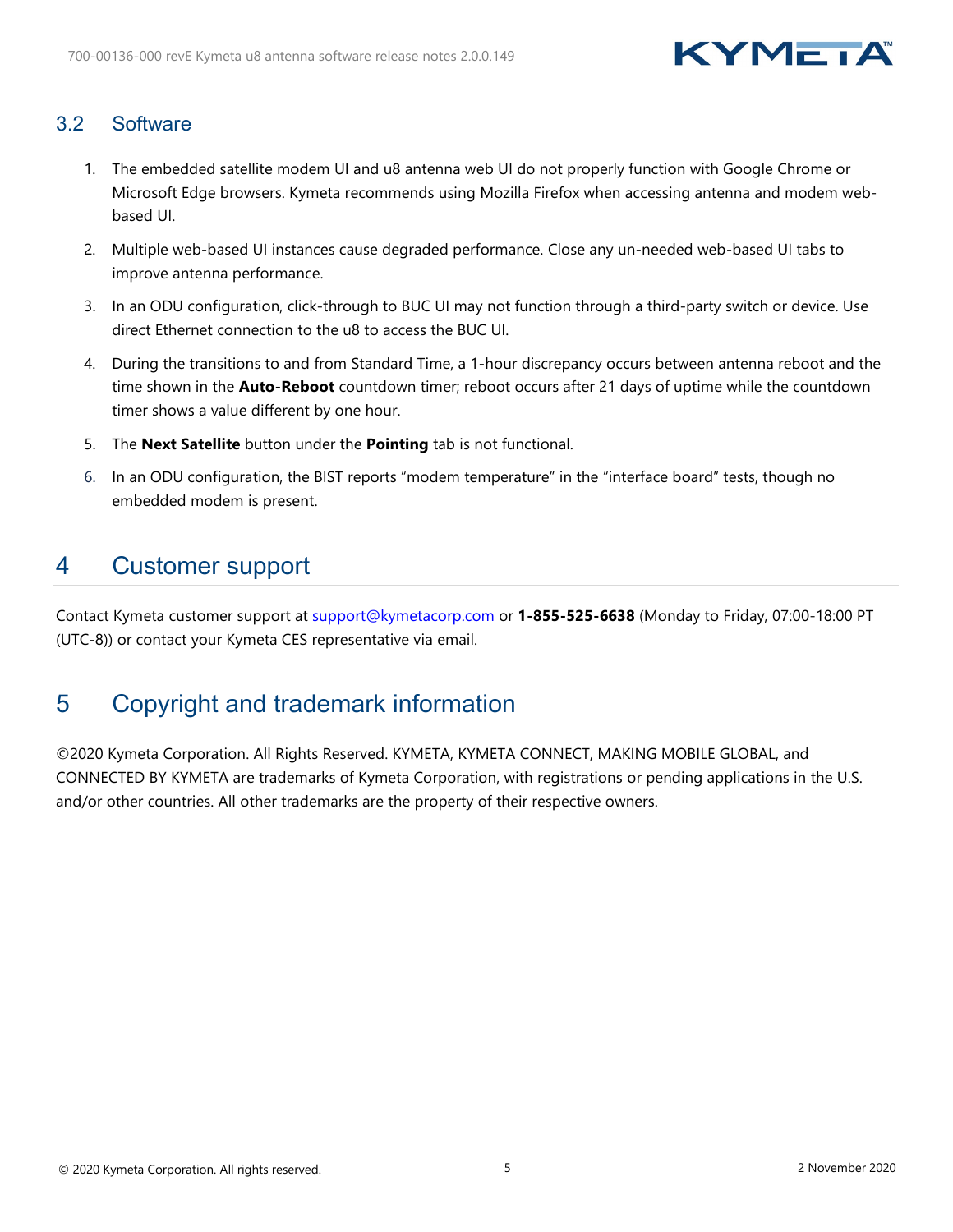### 3.2 Software

1. The embedded satellite modem UI and u8 antenna web UI do not properly function with Google Chrome or Microsoft Edge browsers. Kymeta recommends using Mozilla Firefox when accessing antenna and modem web-based UI.
2. Multiple web-based UI instances cause degraded performance. Close any un-needed web-based UI tabs to improve antenna performance.
3. In an ODU configuration, click-through to BUC UI may not function through a third-party switch or device. Use direct Ethernet connection to the u8 to access the BUC UI.
4. During the transitions to and from Standard Time, a 1-hour discrepancy occurs between antenna reboot and the time shown in the **Auto-Reboot** countdown timer; reboot occurs after 21 days of uptime while the countdown timer shows a value different by one hour.
5. The **Next Satellite** button under the **Pointing** tab is not functional.
6. In an ODU configuration, the BIST reports "modem temperature" in the "interface board" tests, though no embedded modem is present.

## 4 Customer support

Contact Kymeta customer support at support@kymetacorp.com or **1-855-525-6638** (Monday to Friday, 07:00-18:00 PT (UTC-8)) or contact your Kymeta CES representative via email.

## 5 Copyright and trademark information

©2020 Kymeta Corporation. All Rights Reserved. KYMETA, KYMETA CONNECT, MAKING MOBILE GLOBAL, and CONNECTED BY KYMETA are trademarks of Kymeta Corporation, with registrations or pending applications in the U.S. and/or other countries. All other trademarks are the property of their respective owners.